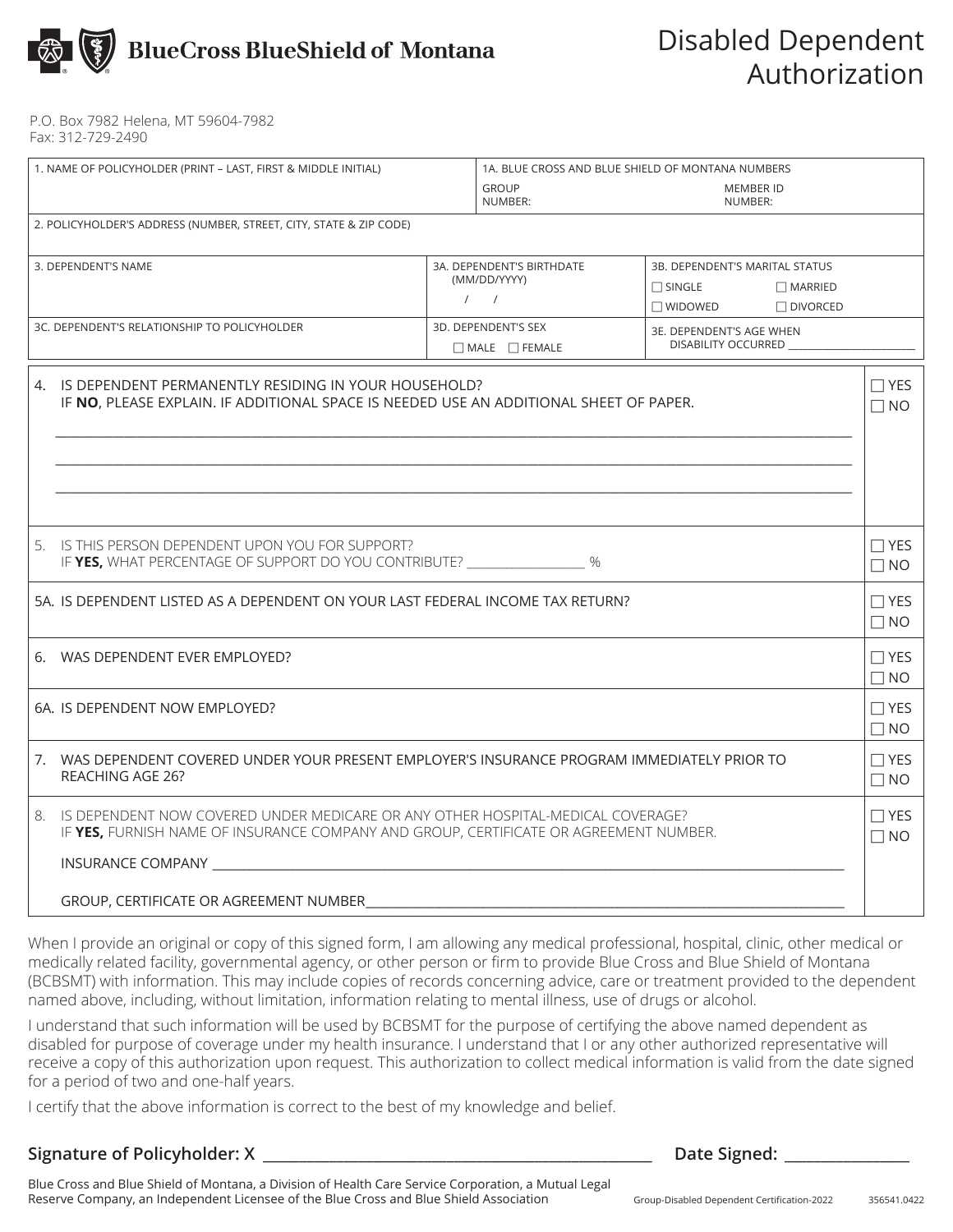**BlueCross BlueShield of Montana**

# Disabled Dependent Authorization

P.O. Box 7982 Helena, MT 59604-7982
Fax: 312-729-2490

| 1. NAME OF POLICYHOLDER (PRINT – LAST, FIRST & MIDDLE INITIAL) | 1A. BLUE CROSS AND BLUE SHIELD OF MONTANA NUMBERS<br>GROUP NUMBER: MEMBER ID NUMBER: | |
|---|---|---|
| 2. POLICYHOLDER'S ADDRESS (NUMBER, STREET, CITY, STATE & ZIP CODE) | | |
| 3. DEPENDENT'S NAME | 3A. DEPENDENT'S BIRTHDATE (MM/DD/YYYY)<br>/ / | 3B. DEPENDENT'S MARITAL STATUS<br>☐ SINGLE ☐ MARRIED<br>☐ WIDOWED ☐ DIVORCED |
| 3C. DEPENDENT'S RELATIONSHIP TO POLICYHOLDER | 3D. DEPENDENT'S SEX<br>☐ MALE ☐ FEMALE | 3E. DEPENDENT'S AGE WHEN DISABILITY OCCURRED ________ |

| Question | Answer |
|---|---|
| 4. IS DEPENDENT PERMANENTLY RESIDING IN YOUR HOUSEHOLD?<br>IF **NO**, PLEASE EXPLAIN. IF ADDITIONAL SPACE IS NEEDED USE AN ADDITIONAL SHEET OF PAPER.<br>________________________________<br>________________________________<br>________________________________ | ☐ YES<br>☐ NO |
| 5. IS THIS PERSON DEPENDENT UPON YOU FOR SUPPORT?<br>IF **YES,** WHAT PERCENTAGE OF SUPPORT DO YOU CONTRIBUTE? __________ % | ☐ YES<br>☐ NO |
| 5A. IS DEPENDENT LISTED AS A DEPENDENT ON YOUR LAST FEDERAL INCOME TAX RETURN? | ☐ YES<br>☐ NO |
| 6. WAS DEPENDENT EVER EMPLOYED? | ☐ YES<br>☐ NO |
| 6A. IS DEPENDENT NOW EMPLOYED? | ☐ YES<br>☐ NO |
| 7. WAS DEPENDENT COVERED UNDER YOUR PRESENT EMPLOYER'S INSURANCE PROGRAM IMMEDIATELY PRIOR TO REACHING AGE 26? | ☐ YES<br>☐ NO |
| 8. IS DEPENDENT NOW COVERED UNDER MEDICARE OR ANY OTHER HOSPITAL-MEDICAL COVERAGE?<br>IF **YES,** FURNISH NAME OF INSURANCE COMPANY AND GROUP, CERTIFICATE OR AGREEMENT NUMBER.<br>INSURANCE COMPANY ________________<br>GROUP, CERTIFICATE OR AGREEMENT NUMBER________________ | ☐ YES<br>☐ NO |

When I provide an original or copy of this signed form, I am allowing any medical professional, hospital, clinic, other medical or medically related facility, governmental agency, or other person or firm to provide Blue Cross and Blue Shield of Montana (BCBSMT) with information. This may include copies of records concerning advice, care or treatment provided to the dependent named above, including, without limitation, information relating to mental illness, use of drugs or alcohol.

I understand that such information will be used by BCBSMT for the purpose of certifying the above named dependent as disabled for purpose of coverage under my health insurance. I understand that I or any other authorized representative will receive a copy of this authorization upon request. This authorization to collect medical information is valid from the date signed for a period of two and one-half years.

I certify that the above information is correct to the best of my knowledge and belief.

**Signature of Policyholder: X** ______________________________ **Date Signed:** ____________

Blue Cross and Blue Shield of Montana, a Division of Health Care Service Corporation, a Mutual Legal Reserve Company, an Independent Licensee of the Blue Cross and Blue Shield Association

Group-Disabled Dependent Certification-2022 356541.0422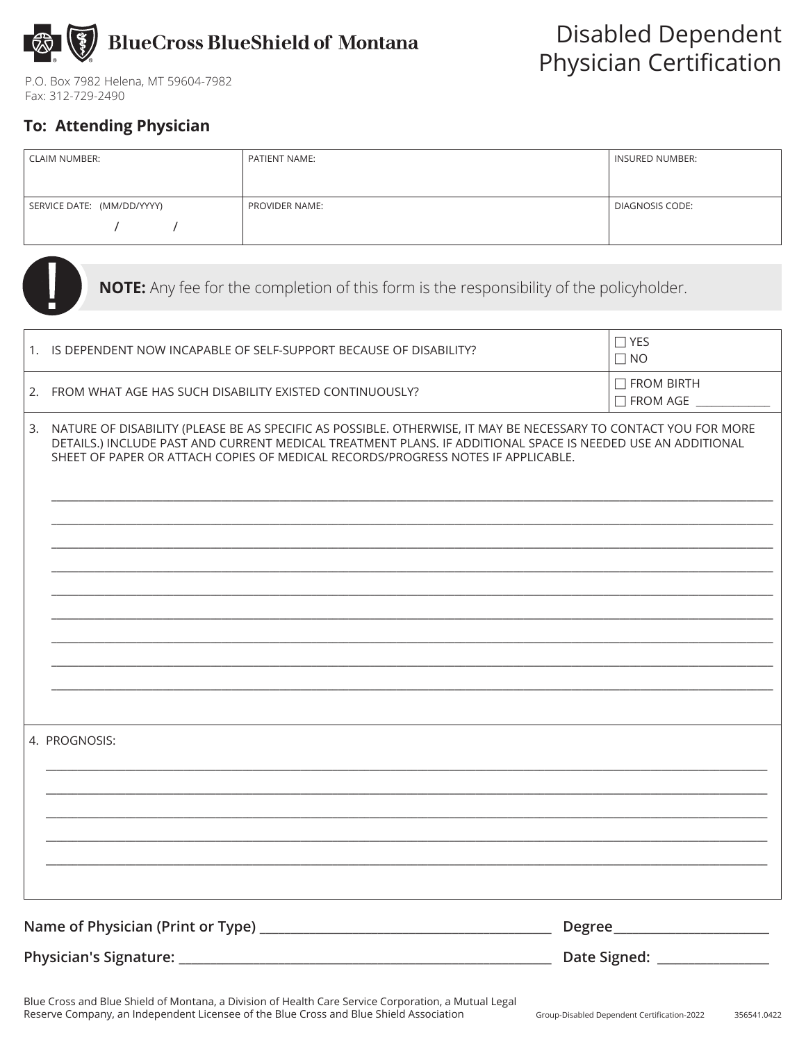BlueCross BlueShield of Montana

P.O. Box 7982 Helena, MT 59604-7982
Fax: 312-729-2490

# Disabled Dependent Physician Certification

## To: Attending Physician

| CLAIM NUMBER: | PATIENT NAME: | INSURED NUMBER: |
|---|---|---|
| SERVICE DATE: (MM/DD/YYYY) / / | PROVIDER NAME: | DIAGNOSIS CODE: |

**NOTE:** Any fee for the completion of this form is the responsibility of the policyholder.

| | |
|---|---|
| 1. IS DEPENDENT NOW INCAPABLE OF SELF-SUPPORT BECAUSE OF DISABILITY? | ☐ YES ☐ NO |
| 2. FROM WHAT AGE HAS SUCH DISABILITY EXISTED CONTINUOUSLY? | ☐ FROM BIRTH ☐ FROM AGE _____________ |

3. NATURE OF DISABILITY (PLEASE BE AS SPECIFIC AS POSSIBLE. OTHERWISE, IT MAY BE NECESSARY TO CONTACT YOU FOR MORE DETAILS.) INCLUDE PAST AND CURRENT MEDICAL TREATMENT PLANS. IF ADDITIONAL SPACE IS NEEDED USE AN ADDITIONAL SHEET OF PAPER OR ATTACH COPIES OF MEDICAL RECORDS/PROGRESS NOTES IF APPLICABLE.

_______________________________________________

_______________________________________________

_______________________________________________

_______________________________________________

_______________________________________________

_______________________________________________

_______________________________________________

_______________________________________________

_______________________________________________

4. PROGNOSIS:

_______________________________________________

_______________________________________________

_______________________________________________

_______________________________________________

_______________________________________________

**Name of Physician (Print or Type)** _____________________________ **Degree** ______________________

**Physician's Signature:** _____________________________ **Date Signed:** ________________

Blue Cross and Blue Shield of Montana, a Division of Health Care Service Corporation, a Mutual Legal Reserve Company, an Independent Licensee of the Blue Cross and Blue Shield Association

Group-Disabled Dependent Certification-2022 356541.0422